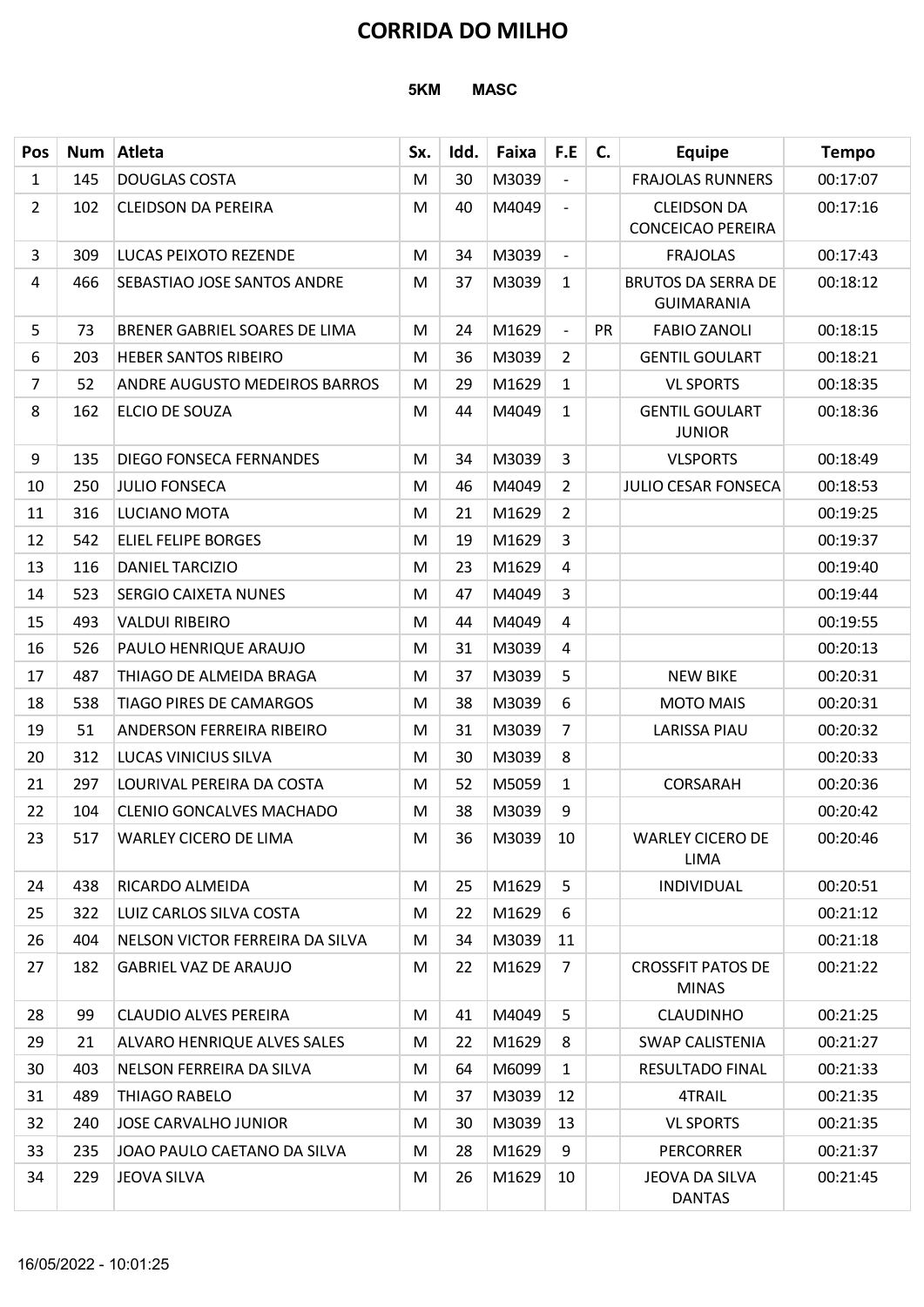# CORRIDA DO MILHO

**5KM MASC**

| Pos | Num | Atleta | Sx. | Idd. | Faixa | F.E | C. | Equipe | Tempo |
|---|---|---|---|---|---|---|---|---|---|
| 1 | 145 | DOUGLAS COSTA | M | 30 | M3039 | - | | FRAJOLAS RUNNERS | 00:17:07 |
| 2 | 102 | CLEIDSON DA PEREIRA | M | 40 | M4049 | - | | CLEIDSON DA CONCEICAO PEREIRA | 00:17:16 |
| 3 | 309 | LUCAS PEIXOTO REZENDE | M | 34 | M3039 | - | | FRAJOLAS | 00:17:43 |
| 4 | 466 | SEBASTIAO JOSE SANTOS ANDRE | M | 37 | M3039 | 1 | | BRUTOS DA SERRA DE GUIMARANIA | 00:18:12 |
| 5 | 73 | BRENER GABRIEL SOARES DE LIMA | M | 24 | M1629 | - | PR | FABIO ZANOLI | 00:18:15 |
| 6 | 203 | HEBER SANTOS RIBEIRO | M | 36 | M3039 | 2 | | GENTIL GOULART | 00:18:21 |
| 7 | 52 | ANDRE AUGUSTO MEDEIROS BARROS | M | 29 | M1629 | 1 | | VL SPORTS | 00:18:35 |
| 8 | 162 | ELCIO DE SOUZA | M | 44 | M4049 | 1 | | GENTIL GOULART JUNIOR | 00:18:36 |
| 9 | 135 | DIEGO FONSECA FERNANDES | M | 34 | M3039 | 3 | | VLSPORTS | 00:18:49 |
| 10 | 250 | JULIO FONSECA | M | 46 | M4049 | 2 | | JULIO CESAR FONSECA | 00:18:53 |
| 11 | 316 | LUCIANO MOTA | M | 21 | M1629 | 2 | | | 00:19:25 |
| 12 | 542 | ELIEL FELIPE BORGES | M | 19 | M1629 | 3 | | | 00:19:37 |
| 13 | 116 | DANIEL TARCIZIO | M | 23 | M1629 | 4 | | | 00:19:40 |
| 14 | 523 | SERGIO CAIXETA NUNES | M | 47 | M4049 | 3 | | | 00:19:44 |
| 15 | 493 | VALDUI RIBEIRO | M | 44 | M4049 | 4 | | | 00:19:55 |
| 16 | 526 | PAULO HENRIQUE ARAUJO | M | 31 | M3039 | 4 | | | 00:20:13 |
| 17 | 487 | THIAGO DE ALMEIDA BRAGA | M | 37 | M3039 | 5 | | NEW BIKE | 00:20:31 |
| 18 | 538 | TIAGO PIRES DE CAMARGOS | M | 38 | M3039 | 6 | | MOTO MAIS | 00:20:31 |
| 19 | 51 | ANDERSON FERREIRA RIBEIRO | M | 31 | M3039 | 7 | | LARISSA PIAU | 00:20:32 |
| 20 | 312 | LUCAS VINICIUS SILVA | M | 30 | M3039 | 8 | | | 00:20:33 |
| 21 | 297 | LOURIVAL PEREIRA DA COSTA | M | 52 | M5059 | 1 | | CORSARAH | 00:20:36 |
| 22 | 104 | CLENIO GONCALVES MACHADO | M | 38 | M3039 | 9 | | | 00:20:42 |
| 23 | 517 | WARLEY CICERO DE LIMA | M | 36 | M3039 | 10 | | WARLEY CICERO DE LIMA | 00:20:46 |
| 24 | 438 | RICARDO ALMEIDA | M | 25 | M1629 | 5 | | INDIVIDUAL | 00:20:51 |
| 25 | 322 | LUIZ CARLOS SILVA COSTA | M | 22 | M1629 | 6 | | | 00:21:12 |
| 26 | 404 | NELSON VICTOR FERREIRA DA SILVA | M | 34 | M3039 | 11 | | | 00:21:18 |
| 27 | 182 | GABRIEL VAZ DE ARAUJO | M | 22 | M1629 | 7 | | CROSSFIT PATOS DE MINAS | 00:21:22 |
| 28 | 99 | CLAUDIO ALVES PEREIRA | M | 41 | M4049 | 5 | | CLAUDINHO | 00:21:25 |
| 29 | 21 | ALVARO HENRIQUE ALVES SALES | M | 22 | M1629 | 8 | | SWAP CALISTENIA | 00:21:27 |
| 30 | 403 | NELSON FERREIRA DA SILVA | M | 64 | M6099 | 1 | | RESULTADO FINAL | 00:21:33 |
| 31 | 489 | THIAGO RABELO | M | 37 | M3039 | 12 | | 4TRAIL | 00:21:35 |
| 32 | 240 | JOSE CARVALHO JUNIOR | M | 30 | M3039 | 13 | | VL SPORTS | 00:21:35 |
| 33 | 235 | JOAO PAULO CAETANO DA SILVA | M | 28 | M1629 | 9 | | PERCORRER | 00:21:37 |
| 34 | 229 | JEOVA SILVA | M | 26 | M1629 | 10 | | JEOVA DA SILVA DANTAS | 00:21:45 |

16/05/2022 - 10:01:25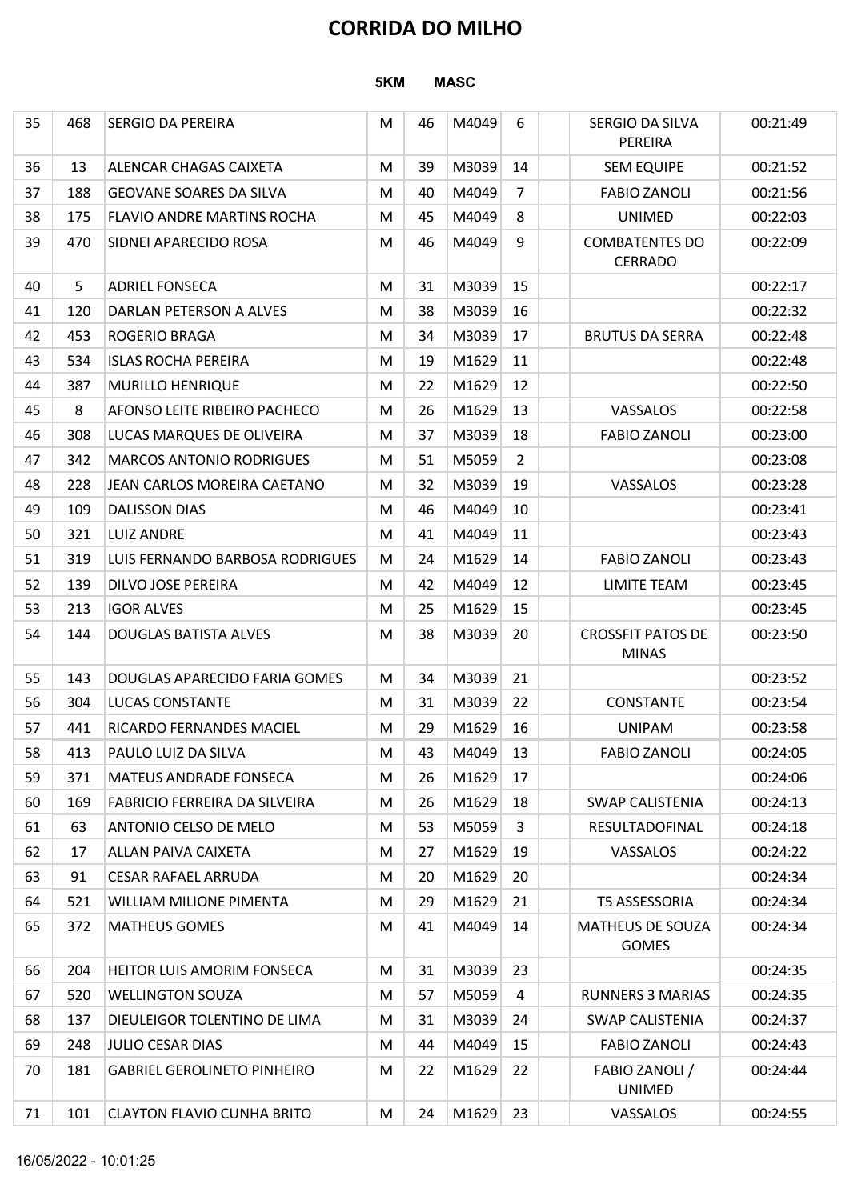# CORRIDA DO MILHO

**5KM MASC**

| | | | | | | | | | |
|---|---|---|---|---|---|---|---|---|---|
| 35 | 468 | SERGIO DA PEREIRA | M | 46 | M4049 | 6 | | SERGIO DA SILVA PEREIRA | 00:21:49 |
| 36 | 13 | ALENCAR CHAGAS CAIXETA | M | 39 | M3039 | 14 | | SEM EQUIPE | 00:21:52 |
| 37 | 188 | GEOVANE SOARES DA SILVA | M | 40 | M4049 | 7 | | FABIO ZANOLI | 00:21:56 |
| 38 | 175 | FLAVIO ANDRE MARTINS ROCHA | M | 45 | M4049 | 8 | | UNIMED | 00:22:03 |
| 39 | 470 | SIDNEI APARECIDO ROSA | M | 46 | M4049 | 9 | | COMBATENTES DO CERRADO | 00:22:09 |
| 40 | 5 | ADRIEL FONSECA | M | 31 | M3039 | 15 | | | 00:22:17 |
| 41 | 120 | DARLAN PETERSON A ALVES | M | 38 | M3039 | 16 | | | 00:22:32 |
| 42 | 453 | ROGERIO BRAGA | M | 34 | M3039 | 17 | | BRUTUS DA SERRA | 00:22:48 |
| 43 | 534 | ISLAS ROCHA PEREIRA | M | 19 | M1629 | 11 | | | 00:22:48 |
| 44 | 387 | MURILLO HENRIQUE | M | 22 | M1629 | 12 | | | 00:22:50 |
| 45 | 8 | AFONSO LEITE RIBEIRO PACHECO | M | 26 | M1629 | 13 | | VASSALOS | 00:22:58 |
| 46 | 308 | LUCAS MARQUES DE OLIVEIRA | M | 37 | M3039 | 18 | | FABIO ZANOLI | 00:23:00 |
| 47 | 342 | MARCOS ANTONIO RODRIGUES | M | 51 | M5059 | 2 | | | 00:23:08 |
| 48 | 228 | JEAN CARLOS MOREIRA CAETANO | M | 32 | M3039 | 19 | | VASSALOS | 00:23:28 |
| 49 | 109 | DALISSON DIAS | M | 46 | M4049 | 10 | | | 00:23:41 |
| 50 | 321 | LUIZ ANDRE | M | 41 | M4049 | 11 | | | 00:23:43 |
| 51 | 319 | LUIS FERNANDO BARBOSA RODRIGUES | M | 24 | M1629 | 14 | | FABIO ZANOLI | 00:23:43 |
| 52 | 139 | DILVO JOSE PEREIRA | M | 42 | M4049 | 12 | | LIMITE TEAM | 00:23:45 |
| 53 | 213 | IGOR ALVES | M | 25 | M1629 | 15 | | | 00:23:45 |
| 54 | 144 | DOUGLAS BATISTA ALVES | M | 38 | M3039 | 20 | | CROSSFIT PATOS DE MINAS | 00:23:50 |
| 55 | 143 | DOUGLAS APARECIDO FARIA GOMES | M | 34 | M3039 | 21 | | | 00:23:52 |
| 56 | 304 | LUCAS CONSTANTE | M | 31 | M3039 | 22 | | CONSTANTE | 00:23:54 |
| 57 | 441 | RICARDO FERNANDES MACIEL | M | 29 | M1629 | 16 | | UNIPAM | 00:23:58 |
| 58 | 413 | PAULO LUIZ DA SILVA | M | 43 | M4049 | 13 | | FABIO ZANOLI | 00:24:05 |
| 59 | 371 | MATEUS ANDRADE FONSECA | M | 26 | M1629 | 17 | | | 00:24:06 |
| 60 | 169 | FABRICIO FERREIRA DA SILVEIRA | M | 26 | M1629 | 18 | | SWAP CALISTENIA | 00:24:13 |
| 61 | 63 | ANTONIO CELSO DE MELO | M | 53 | M5059 | 3 | | RESULTADOFINAL | 00:24:18 |
| 62 | 17 | ALLAN PAIVA CAIXETA | M | 27 | M1629 | 19 | | VASSALOS | 00:24:22 |
| 63 | 91 | CESAR RAFAEL ARRUDA | M | 20 | M1629 | 20 | | | 00:24:34 |
| 64 | 521 | WILLIAM MILIONE PIMENTA | M | 29 | M1629 | 21 | | T5 ASSESSORIA | 00:24:34 |
| 65 | 372 | MATHEUS GOMES | M | 41 | M4049 | 14 | | MATHEUS DE SOUZA GOMES | 00:24:34 |
| 66 | 204 | HEITOR LUIS AMORIM FONSECA | M | 31 | M3039 | 23 | | | 00:24:35 |
| 67 | 520 | WELLINGTON SOUZA | M | 57 | M5059 | 4 | | RUNNERS 3 MARIAS | 00:24:35 |
| 68 | 137 | DIEULEIGOR TOLENTINO DE LIMA | M | 31 | M3039 | 24 | | SWAP CALISTENIA | 00:24:37 |
| 69 | 248 | JULIO CESAR DIAS | M | 44 | M4049 | 15 | | FABIO ZANOLI | 00:24:43 |
| 70 | 181 | GABRIEL GEROLINETO PINHEIRO | M | 22 | M1629 | 22 | | FABIO ZANOLI / UNIMED | 00:24:44 |
| 71 | 101 | CLAYTON FLAVIO CUNHA BRITO | M | 24 | M1629 | 23 | | VASSALOS | 00:24:55 |

16/05/2022 - 10:01:25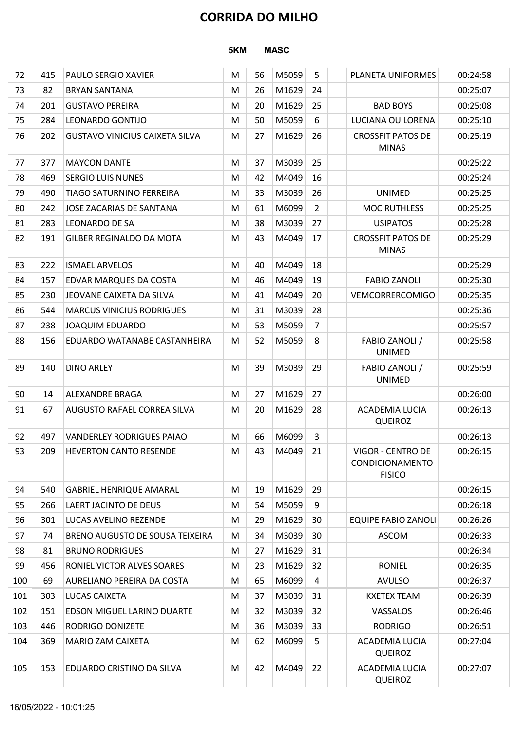# CORRIDA DO MILHO

**5KM MASC**

| | | | | | | | | | |
|---|---|---|---|---|---|---|---|---|---|
| 72 | 415 | PAULO SERGIO XAVIER | M | 56 | M5059 | 5 | | PLANETA UNIFORMES | 00:24:58 |
| 73 | 82 | BRYAN SANTANA | M | 26 | M1629 | 24 | | | 00:25:07 |
| 74 | 201 | GUSTAVO PEREIRA | M | 20 | M1629 | 25 | | BAD BOYS | 00:25:08 |
| 75 | 284 | LEONARDO GONTIJO | M | 50 | M5059 | 6 | | LUCIANA OU LORENA | 00:25:10 |
| 76 | 202 | GUSTAVO VINICIUS CAIXETA SILVA | M | 27 | M1629 | 26 | | CROSSFIT PATOS DE MINAS | 00:25:19 |
| 77 | 377 | MAYCON DANTE | M | 37 | M3039 | 25 | | | 00:25:22 |
| 78 | 469 | SERGIO LUIS NUNES | M | 42 | M4049 | 16 | | | 00:25:24 |
| 79 | 490 | TIAGO SATURNINO FERREIRA | M | 33 | M3039 | 26 | | UNIMED | 00:25:25 |
| 80 | 242 | JOSE ZACARIAS DE SANTANA | M | 61 | M6099 | 2 | | MOC RUTHLESS | 00:25:25 |
| 81 | 283 | LEONARDO DE SA | M | 38 | M3039 | 27 | | USIPATOS | 00:25:28 |
| 82 | 191 | GILBER REGINALDO DA MOTA | M | 43 | M4049 | 17 | | CROSSFIT PATOS DE MINAS | 00:25:29 |
| 83 | 222 | ISMAEL ARVELOS | M | 40 | M4049 | 18 | | | 00:25:29 |
| 84 | 157 | EDVAR MARQUES DA COSTA | M | 46 | M4049 | 19 | | FABIO ZANOLI | 00:25:30 |
| 85 | 230 | JEOVANE CAIXETA DA SILVA | M | 41 | M4049 | 20 | | VEMCORRERCOMIGO | 00:25:35 |
| 86 | 544 | MARCUS VINICIUS RODRIGUES | M | 31 | M3039 | 28 | | | 00:25:36 |
| 87 | 238 | JOAQUIM EDUARDO | M | 53 | M5059 | 7 | | | 00:25:57 |
| 88 | 156 | EDUARDO WATANABE CASTANHEIRA | M | 52 | M5059 | 8 | | FABIO ZANOLI / UNIMED | 00:25:58 |
| 89 | 140 | DINO ARLEY | M | 39 | M3039 | 29 | | FABIO ZANOLI / UNIMED | 00:25:59 |
| 90 | 14 | ALEXANDRE BRAGA | M | 27 | M1629 | 27 | | | 00:26:00 |
| 91 | 67 | AUGUSTO RAFAEL CORREA SILVA | M | 20 | M1629 | 28 | | ACADEMIA LUCIA QUEIROZ | 00:26:13 |
| 92 | 497 | VANDERLEY RODRIGUES PAIAO | M | 66 | M6099 | 3 | | | 00:26:13 |
| 93 | 209 | HEVERTON CANTO RESENDE | M | 43 | M4049 | 21 | | VIGOR - CENTRO DE CONDICIONAMENTO FISICO | 00:26:15 |
| 94 | 540 | GABRIEL HENRIQUE AMARAL | M | 19 | M1629 | 29 | | | 00:26:15 |
| 95 | 266 | LAERT JACINTO DE DEUS | M | 54 | M5059 | 9 | | | 00:26:18 |
| 96 | 301 | LUCAS AVELINO REZENDE | M | 29 | M1629 | 30 | | EQUIPE FABIO ZANOLI | 00:26:26 |
| 97 | 74 | BRENO AUGUSTO DE SOUSA TEIXEIRA | M | 34 | M3039 | 30 | | ASCOM | 00:26:33 |
| 98 | 81 | BRUNO RODRIGUES | M | 27 | M1629 | 31 | | | 00:26:34 |
| 99 | 456 | RONIEL VICTOR ALVES SOARES | M | 23 | M1629 | 32 | | RONIEL | 00:26:35 |
| 100 | 69 | AURELIANO PEREIRA DA COSTA | M | 65 | M6099 | 4 | | AVULSO | 00:26:37 |
| 101 | 303 | LUCAS CAIXETA | M | 37 | M3039 | 31 | | KXETEX TEAM | 00:26:39 |
| 102 | 151 | EDSON MIGUEL LARINO DUARTE | M | 32 | M3039 | 32 | | VASSALOS | 00:26:46 |
| 103 | 446 | RODRIGO DONIZETE | M | 36 | M3039 | 33 | | RODRIGO | 00:26:51 |
| 104 | 369 | MARIO ZAM CAIXETA | M | 62 | M6099 | 5 | | ACADEMIA LUCIA QUEIROZ | 00:27:04 |
| 105 | 153 | EDUARDO CRISTINO DA SILVA | M | 42 | M4049 | 22 | | ACADEMIA LUCIA QUEIROZ | 00:27:07 |

16/05/2022 - 10:01:25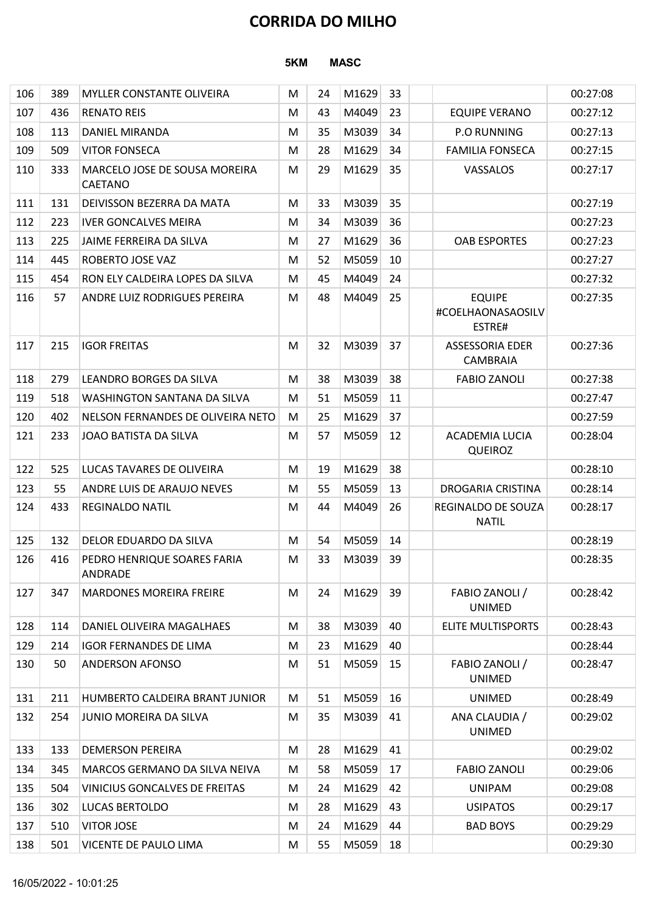# CORRIDA DO MILHO

**5KM MASC**

| | | | | | | | | | |
|---|---|---|---|---|---|---|---|---|---|
| 106 | 389 | MYLLER CONSTANTE OLIVEIRA | M | 24 | M1629 | 33 | | | 00:27:08 |
| 107 | 436 | RENATO REIS | M | 43 | M4049 | 23 | | EQUIPE VERANO | 00:27:12 |
| 108 | 113 | DANIEL MIRANDA | M | 35 | M3039 | 34 | | P.O RUNNING | 00:27:13 |
| 109 | 509 | VITOR FONSECA | M | 28 | M1629 | 34 | | FAMILIA FONSECA | 00:27:15 |
| 110 | 333 | MARCELO JOSE DE SOUSA MOREIRA CAETANO | M | 29 | M1629 | 35 | | VASSALOS | 00:27:17 |
| 111 | 131 | DEIVISSON BEZERRA DA MATA | M | 33 | M3039 | 35 | | | 00:27:19 |
| 112 | 223 | IVER GONCALVES MEIRA | M | 34 | M3039 | 36 | | | 00:27:23 |
| 113 | 225 | JAIME FERREIRA DA SILVA | M | 27 | M1629 | 36 | | OAB ESPORTES | 00:27:23 |
| 114 | 445 | ROBERTO JOSE VAZ | M | 52 | M5059 | 10 | | | 00:27:27 |
| 115 | 454 | RON ELY CALDEIRA LOPES DA SILVA | M | 45 | M4049 | 24 | | | 00:27:32 |
| 116 | 57 | ANDRE LUIZ RODRIGUES PEREIRA | M | 48 | M4049 | 25 | | EQUIPE #COELHAONASAOSILVESTRE# | 00:27:35 |
| 117 | 215 | IGOR FREITAS | M | 32 | M3039 | 37 | | ASSESSORIA EDER CAMBRAIA | 00:27:36 |
| 118 | 279 | LEANDRO BORGES DA SILVA | M | 38 | M3039 | 38 | | FABIO ZANOLI | 00:27:38 |
| 119 | 518 | WASHINGTON SANTANA DA SILVA | M | 51 | M5059 | 11 | | | 00:27:47 |
| 120 | 402 | NELSON FERNANDES DE OLIVEIRA NETO | M | 25 | M1629 | 37 | | | 00:27:59 |
| 121 | 233 | JOAO BATISTA DA SILVA | M | 57 | M5059 | 12 | | ACADEMIA LUCIA QUEIROZ | 00:28:04 |
| 122 | 525 | LUCAS TAVARES DE OLIVEIRA | M | 19 | M1629 | 38 | | | 00:28:10 |
| 123 | 55 | ANDRE LUIS DE ARAUJO NEVES | M | 55 | M5059 | 13 | | DROGARIA CRISTINA | 00:28:14 |
| 124 | 433 | REGINALDO NATIL | M | 44 | M4049 | 26 | | REGINALDO DE SOUZA NATIL | 00:28:17 |
| 125 | 132 | DELOR EDUARDO DA SILVA | M | 54 | M5059 | 14 | | | 00:28:19 |
| 126 | 416 | PEDRO HENRIQUE SOARES FARIA ANDRADE | M | 33 | M3039 | 39 | | | 00:28:35 |
| 127 | 347 | MARDONES MOREIRA FREIRE | M | 24 | M1629 | 39 | | FABIO ZANOLI / UNIMED | 00:28:42 |
| 128 | 114 | DANIEL OLIVEIRA MAGALHAES | M | 38 | M3039 | 40 | | ELITE MULTISPORTS | 00:28:43 |
| 129 | 214 | IGOR FERNANDES DE LIMA | M | 23 | M1629 | 40 | | | 00:28:44 |
| 130 | 50 | ANDERSON AFONSO | M | 51 | M5059 | 15 | | FABIO ZANOLI / UNIMED | 00:28:47 |
| 131 | 211 | HUMBERTO CALDEIRA BRANT JUNIOR | M | 51 | M5059 | 16 | | UNIMED | 00:28:49 |
| 132 | 254 | JUNIO MOREIRA DA SILVA | M | 35 | M3039 | 41 | | ANA CLAUDIA / UNIMED | 00:29:02 |
| 133 | 133 | DEMERSON PEREIRA | M | 28 | M1629 | 41 | | | 00:29:02 |
| 134 | 345 | MARCOS GERMANO DA SILVA NEIVA | M | 58 | M5059 | 17 | | FABIO ZANOLI | 00:29:06 |
| 135 | 504 | VINICIUS GONCALVES DE FREITAS | M | 24 | M1629 | 42 | | UNIPAM | 00:29:08 |
| 136 | 302 | LUCAS BERTOLDO | M | 28 | M1629 | 43 | | USIPATOS | 00:29:17 |
| 137 | 510 | VITOR JOSE | M | 24 | M1629 | 44 | | BAD BOYS | 00:29:29 |
| 138 | 501 | VICENTE DE PAULO LIMA | M | 55 | M5059 | 18 | | | 00:29:30 |

16/05/2022 - 10:01:25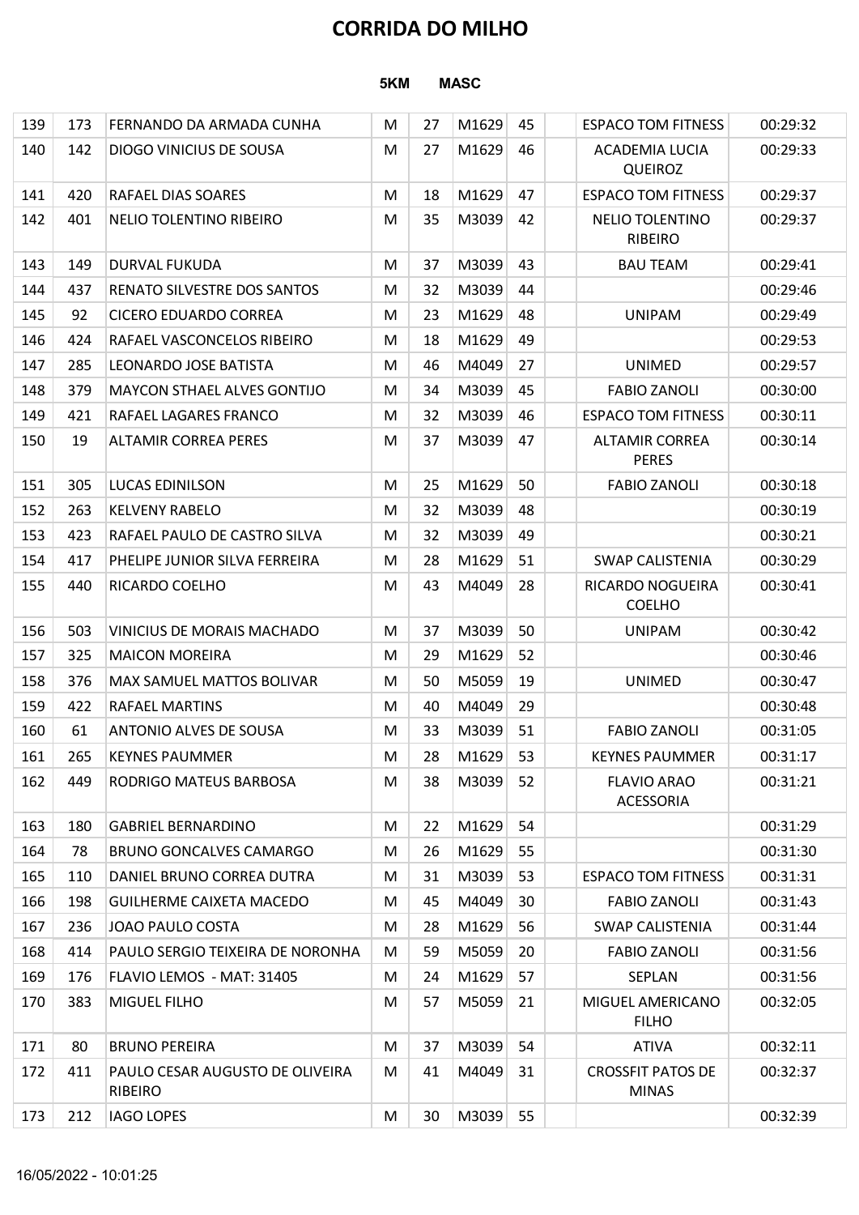# CORRIDA DO MILHO

**5KM MASC**

| | | | | | | | | | |
|---|---|---|---|---|---|---|---|---|---|
| 139 | 173 | FERNANDO DA ARMADA CUNHA | M | 27 | M1629 | 45 | | ESPACO TOM FITNESS | 00:29:32 |
| 140 | 142 | DIOGO VINICIUS DE SOUSA | M | 27 | M1629 | 46 | | ACADEMIA LUCIA QUEIROZ | 00:29:33 |
| 141 | 420 | RAFAEL DIAS SOARES | M | 18 | M1629 | 47 | | ESPACO TOM FITNESS | 00:29:37 |
| 142 | 401 | NELIO TOLENTINO RIBEIRO | M | 35 | M3039 | 42 | | NELIO TOLENTINO RIBEIRO | 00:29:37 |
| 143 | 149 | DURVAL FUKUDA | M | 37 | M3039 | 43 | | BAU TEAM | 00:29:41 |
| 144 | 437 | RENATO SILVESTRE DOS SANTOS | M | 32 | M3039 | 44 | | | 00:29:46 |
| 145 | 92 | CICERO EDUARDO CORREA | M | 23 | M1629 | 48 | | UNIPAM | 00:29:49 |
| 146 | 424 | RAFAEL VASCONCELOS RIBEIRO | M | 18 | M1629 | 49 | | | 00:29:53 |
| 147 | 285 | LEONARDO JOSE BATISTA | M | 46 | M4049 | 27 | | UNIMED | 00:29:57 |
| 148 | 379 | MAYCON STHAEL ALVES GONTIJO | M | 34 | M3039 | 45 | | FABIO ZANOLI | 00:30:00 |
| 149 | 421 | RAFAEL LAGARES FRANCO | M | 32 | M3039 | 46 | | ESPACO TOM FITNESS | 00:30:11 |
| 150 | 19 | ALTAMIR CORREA PERES | M | 37 | M3039 | 47 | | ALTAMIR CORREA PERES | 00:30:14 |
| 151 | 305 | LUCAS EDINILSON | M | 25 | M1629 | 50 | | FABIO ZANOLI | 00:30:18 |
| 152 | 263 | KELVENY RABELO | M | 32 | M3039 | 48 | | | 00:30:19 |
| 153 | 423 | RAFAEL PAULO DE CASTRO SILVA | M | 32 | M3039 | 49 | | | 00:30:21 |
| 154 | 417 | PHELIPE JUNIOR SILVA FERREIRA | M | 28 | M1629 | 51 | | SWAP CALISTENIA | 00:30:29 |
| 155 | 440 | RICARDO COELHO | M | 43 | M4049 | 28 | | RICARDO NOGUEIRA COELHO | 00:30:41 |
| 156 | 503 | VINICIUS DE MORAIS MACHADO | M | 37 | M3039 | 50 | | UNIPAM | 00:30:42 |
| 157 | 325 | MAICON MOREIRA | M | 29 | M1629 | 52 | | | 00:30:46 |
| 158 | 376 | MAX SAMUEL MATTOS BOLIVAR | M | 50 | M5059 | 19 | | UNIMED | 00:30:47 |
| 159 | 422 | RAFAEL MARTINS | M | 40 | M4049 | 29 | | | 00:30:48 |
| 160 | 61 | ANTONIO ALVES DE SOUSA | M | 33 | M3039 | 51 | | FABIO ZANOLI | 00:31:05 |
| 161 | 265 | KEYNES PAUMMER | M | 28 | M1629 | 53 | | KEYNES PAUMMER | 00:31:17 |
| 162 | 449 | RODRIGO MATEUS BARBOSA | M | 38 | M3039 | 52 | | FLAVIO ARAO ACESSORIA | 00:31:21 |
| 163 | 180 | GABRIEL BERNARDINO | M | 22 | M1629 | 54 | | | 00:31:29 |
| 164 | 78 | BRUNO GONCALVES CAMARGO | M | 26 | M1629 | 55 | | | 00:31:30 |
| 165 | 110 | DANIEL BRUNO CORREA DUTRA | M | 31 | M3039 | 53 | | ESPACO TOM FITNESS | 00:31:31 |
| 166 | 198 | GUILHERME CAIXETA MACEDO | M | 45 | M4049 | 30 | | FABIO ZANOLI | 00:31:43 |
| 167 | 236 | JOAO PAULO COSTA | M | 28 | M1629 | 56 | | SWAP CALISTENIA | 00:31:44 |
| 168 | 414 | PAULO SERGIO TEIXEIRA DE NORONHA | M | 59 | M5059 | 20 | | FABIO ZANOLI | 00:31:56 |
| 169 | 176 | FLAVIO LEMOS - MAT: 31405 | M | 24 | M1629 | 57 | | SEPLAN | 00:31:56 |
| 170 | 383 | MIGUEL FILHO | M | 57 | M5059 | 21 | | MIGUEL AMERICANO FILHO | 00:32:05 |
| 171 | 80 | BRUNO PEREIRA | M | 37 | M3039 | 54 | | ATIVA | 00:32:11 |
| 172 | 411 | PAULO CESAR AUGUSTO DE OLIVEIRA RIBEIRO | M | 41 | M4049 | 31 | | CROSSFIT PATOS DE MINAS | 00:32:37 |
| 173 | 212 | IAGO LOPES | M | 30 | M3039 | 55 | | | 00:32:39 |

16/05/2022 - 10:01:25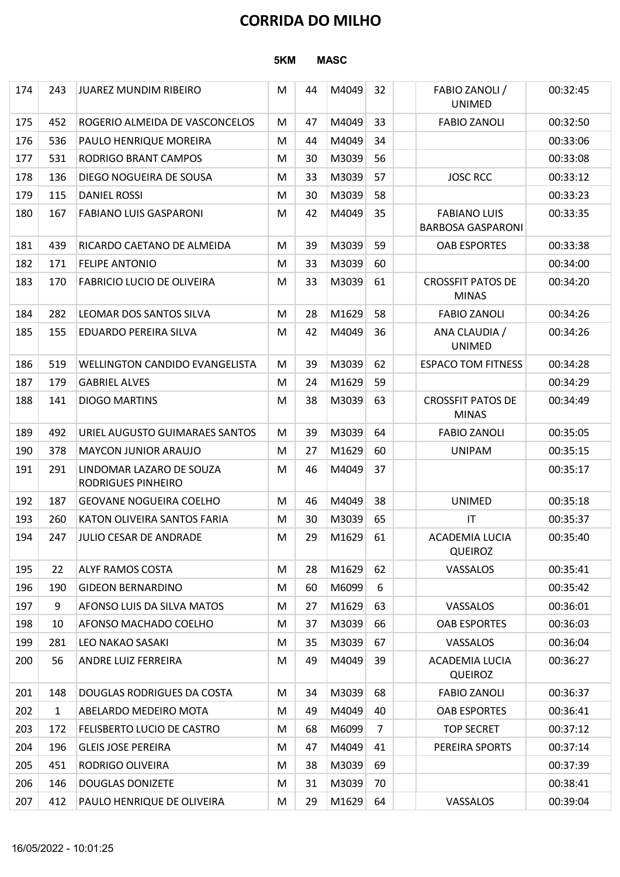# CORRIDA DO MILHO

**5KM MASC**

| | | | | | | | | | |
|---|---|---|---|---|---|---|---|---|---|
| 174 | 243 | JUAREZ MUNDIM RIBEIRO | M | 44 | M4049 | 32 | | FABIO ZANOLI / UNIMED | 00:32:45 |
| 175 | 452 | ROGERIO ALMEIDA DE VASCONCELOS | M | 47 | M4049 | 33 | | FABIO ZANOLI | 00:32:50 |
| 176 | 536 | PAULO HENRIQUE MOREIRA | M | 44 | M4049 | 34 | | | 00:33:06 |
| 177 | 531 | RODRIGO BRANT CAMPOS | M | 30 | M3039 | 56 | | | 00:33:08 |
| 178 | 136 | DIEGO NOGUEIRA DE SOUSA | M | 33 | M3039 | 57 | | JOSC RCC | 00:33:12 |
| 179 | 115 | DANIEL ROSSI | M | 30 | M3039 | 58 | | | 00:33:23 |
| 180 | 167 | FABIANO LUIS GASPARONI | M | 42 | M4049 | 35 | | FABIANO LUIS BARBOSA GASPARONI | 00:33:35 |
| 181 | 439 | RICARDO CAETANO DE ALMEIDA | M | 39 | M3039 | 59 | | OAB ESPORTES | 00:33:38 |
| 182 | 171 | FELIPE ANTONIO | M | 33 | M3039 | 60 | | | 00:34:00 |
| 183 | 170 | FABRICIO LUCIO DE OLIVEIRA | M | 33 | M3039 | 61 | | CROSSFIT PATOS DE MINAS | 00:34:20 |
| 184 | 282 | LEOMAR DOS SANTOS SILVA | M | 28 | M1629 | 58 | | FABIO ZANOLI | 00:34:26 |
| 185 | 155 | EDUARDO PEREIRA SILVA | M | 42 | M4049 | 36 | | ANA CLAUDIA / UNIMED | 00:34:26 |
| 186 | 519 | WELLINGTON CANDIDO EVANGELISTA | M | 39 | M3039 | 62 | | ESPACO TOM FITNESS | 00:34:28 |
| 187 | 179 | GABRIEL ALVES | M | 24 | M1629 | 59 | | | 00:34:29 |
| 188 | 141 | DIOGO MARTINS | M | 38 | M3039 | 63 | | CROSSFIT PATOS DE MINAS | 00:34:49 |
| 189 | 492 | URIEL AUGUSTO GUIMARAES SANTOS | M | 39 | M3039 | 64 | | FABIO ZANOLI | 00:35:05 |
| 190 | 378 | MAYCON JUNIOR ARAUJO | M | 27 | M1629 | 60 | | UNIPAM | 00:35:15 |
| 191 | 291 | LINDOMAR LAZARO DE SOUZA RODRIGUES PINHEIRO | M | 46 | M4049 | 37 | | | 00:35:17 |
| 192 | 187 | GEOVANE NOGUEIRA COELHO | M | 46 | M4049 | 38 | | UNIMED | 00:35:18 |
| 193 | 260 | KATON OLIVEIRA SANTOS FARIA | M | 30 | M3039 | 65 | | IT | 00:35:37 |
| 194 | 247 | JULIO CESAR DE ANDRADE | M | 29 | M1629 | 61 | | ACADEMIA LUCIA QUEIROZ | 00:35:40 |
| 195 | 22 | ALYF RAMOS COSTA | M | 28 | M1629 | 62 | | VASSALOS | 00:35:41 |
| 196 | 190 | GIDEON BERNARDINO | M | 60 | M6099 | 6 | | | 00:35:42 |
| 197 | 9 | AFONSO LUIS DA SILVA MATOS | M | 27 | M1629 | 63 | | VASSALOS | 00:36:01 |
| 198 | 10 | AFONSO MACHADO COELHO | M | 37 | M3039 | 66 | | OAB ESPORTES | 00:36:03 |
| 199 | 281 | LEO NAKAO SASAKI | M | 35 | M3039 | 67 | | VASSALOS | 00:36:04 |
| 200 | 56 | ANDRE LUIZ FERREIRA | M | 49 | M4049 | 39 | | ACADEMIA LUCIA QUEIROZ | 00:36:27 |
| 201 | 148 | DOUGLAS RODRIGUES DA COSTA | M | 34 | M3039 | 68 | | FABIO ZANOLI | 00:36:37 |
| 202 | 1 | ABELARDO MEDEIRO MOTA | M | 49 | M4049 | 40 | | OAB ESPORTES | 00:36:41 |
| 203 | 172 | FELISBERTO LUCIO DE CASTRO | M | 68 | M6099 | 7 | | TOP SECRET | 00:37:12 |
| 204 | 196 | GLEIS JOSE PEREIRA | M | 47 | M4049 | 41 | | PEREIRA SPORTS | 00:37:14 |
| 205 | 451 | RODRIGO OLIVEIRA | M | 38 | M3039 | 69 | | | 00:37:39 |
| 206 | 146 | DOUGLAS DONIZETE | M | 31 | M3039 | 70 | | | 00:38:41 |
| 207 | 412 | PAULO HENRIQUE DE OLIVEIRA | M | 29 | M1629 | 64 | | VASSALOS | 00:39:04 |

16/05/2022 - 10:01:25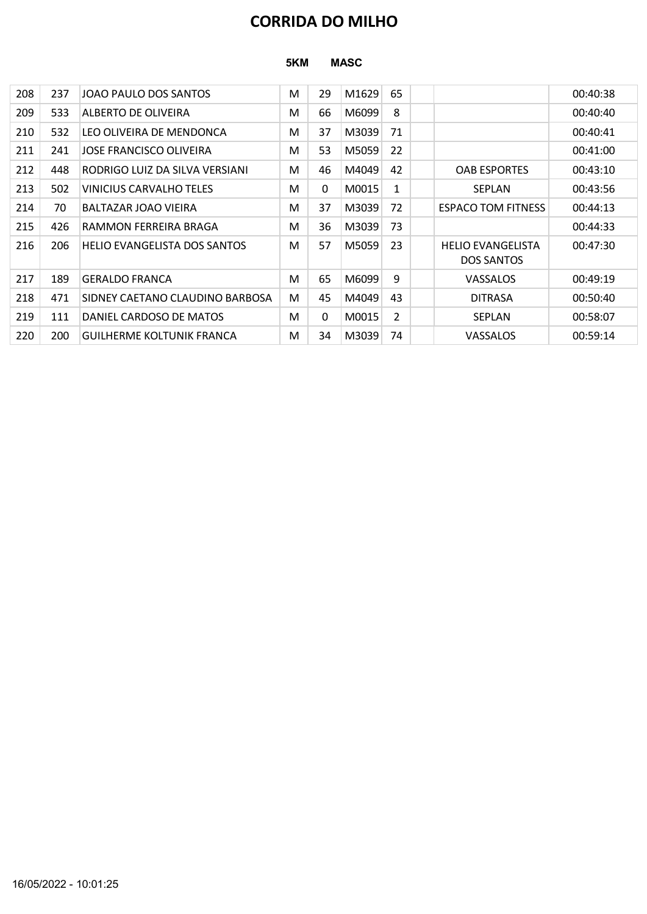# CORRIDA DO MILHO

**5KM MASC**

| | | | | | | | | | |
|---|---|---|---|---|---|---|---|---|---|
| 208 | 237 | JOAO PAULO DOS SANTOS | M | 29 | M1629 | 65 | | | 00:40:38 |
| 209 | 533 | ALBERTO DE OLIVEIRA | M | 66 | M6099 | 8 | | | 00:40:40 |
| 210 | 532 | LEO OLIVEIRA DE MENDONCA | M | 37 | M3039 | 71 | | | 00:40:41 |
| 211 | 241 | JOSE FRANCISCO OLIVEIRA | M | 53 | M5059 | 22 | | | 00:41:00 |
| 212 | 448 | RODRIGO LUIZ DA SILVA VERSIANI | M | 46 | M4049 | 42 | | OAB ESPORTES | 00:43:10 |
| 213 | 502 | VINICIUS CARVALHO TELES | M | 0 | M0015 | 1 | | SEPLAN | 00:43:56 |
| 214 | 70 | BALTAZAR JOAO VIEIRA | M | 37 | M3039 | 72 | | ESPACO TOM FITNESS | 00:44:13 |
| 215 | 426 | RAMMON FERREIRA BRAGA | M | 36 | M3039 | 73 | | | 00:44:33 |
| 216 | 206 | HELIO EVANGELISTA DOS SANTOS | M | 57 | M5059 | 23 | | HELIO EVANGELISTA DOS SANTOS | 00:47:30 |
| 217 | 189 | GERALDO FRANCA | M | 65 | M6099 | 9 | | VASSALOS | 00:49:19 |
| 218 | 471 | SIDNEY CAETANO CLAUDINO BARBOSA | M | 45 | M4049 | 43 | | DITRASA | 00:50:40 |
| 219 | 111 | DANIEL CARDOSO DE MATOS | M | 0 | M0015 | 2 | | SEPLAN | 00:58:07 |
| 220 | 200 | GUILHERME KOLTUNIK FRANCA | M | 34 | M3039 | 74 | | VASSALOS | 00:59:14 |

16/05/2022 - 10:01:25